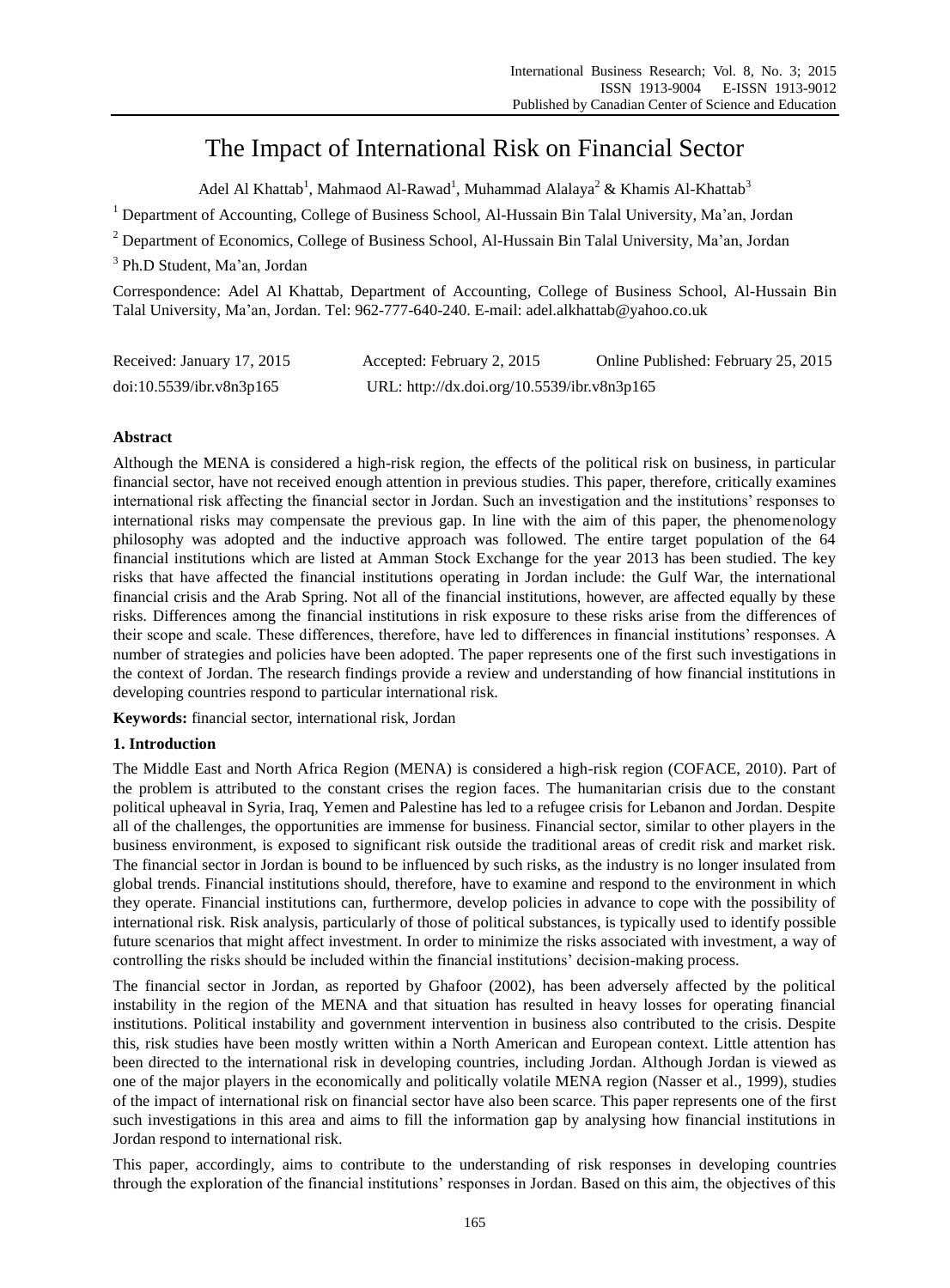# The Impact of International Risk on Financial Sector

Adel Al Khattab[1], Mahmaod Al-Rawad[1], Muhammad Alalaya[2] & Khamis Al-Khattab[3]

[1] Department of Accounting, College of Business School, Al-Hussain Bin Talal University, Ma'an, Jordan

[2] Department of Economics, College of Business School, Al-Hussain Bin Talal University, Ma'an, Jordan

[3] Ph.D Student, Ma'an, Jordan

Correspondence: Adel Al Khattab, Department of Accounting, College of Business School, Al-Hussain Bin Talal University, Ma'an, Jordan. Tel: 962-777-640-240. E-mail: adel.alkhattab@yahoo.co.uk

Received: January 17, 2015 Accepted: February 2, 2015 Online Published: February 25, 2015

doi:10.5539/ibr.v8n3p165 URL: http://dx.doi.org/10.5539/ibr.v8n3p165

## Abstract

Although the MENA is considered a high-risk region, the effects of the political risk on business, in particular financial sector, have not received enough attention in previous studies. This paper, therefore, critically examines international risk affecting the financial sector in Jordan. Such an investigation and the institutions' responses to international risks may compensate the previous gap. In line with the aim of this paper, the phenomenology philosophy was adopted and the inductive approach was followed. The entire target population of the 64 financial institutions which are listed at Amman Stock Exchange for the year 2013 has been studied. The key risks that have affected the financial institutions operating in Jordan include: the Gulf War, the international financial crisis and the Arab Spring. Not all of the financial institutions, however, are affected equally by these risks. Differences among the financial institutions in risk exposure to these risks arise from the differences of their scope and scale. These differences, therefore, have led to differences in financial institutions' responses. A number of strategies and policies have been adopted. The paper represents one of the first such investigations in the context of Jordan. The research findings provide a review and understanding of how financial institutions in developing countries respond to particular international risk.

**Keywords:** financial sector, international risk, Jordan

## 1. Introduction

The Middle East and North Africa Region (MENA) is considered a high-risk region (COFACE, 2010). Part of the problem is attributed to the constant crises the region faces. The humanitarian crisis due to the constant political upheaval in Syria, Iraq, Yemen and Palestine has led to a refugee crisis for Lebanon and Jordan. Despite all of the challenges, the opportunities are immense for business. Financial sector, similar to other players in the business environment, is exposed to significant risk outside the traditional areas of credit risk and market risk. The financial sector in Jordan is bound to be influenced by such risks, as the industry is no longer insulated from global trends. Financial institutions should, therefore, have to examine and respond to the environment in which they operate. Financial institutions can, furthermore, develop policies in advance to cope with the possibility of international risk. Risk analysis, particularly of those of political substances, is typically used to identify possible future scenarios that might affect investment. In order to minimize the risks associated with investment, a way of controlling the risks should be included within the financial institutions' decision-making process.

The financial sector in Jordan, as reported by Ghafoor (2002), has been adversely affected by the political instability in the region of the MENA and that situation has resulted in heavy losses for operating financial institutions. Political instability and government intervention in business also contributed to the crisis. Despite this, risk studies have been mostly written within a North American and European context. Little attention has been directed to the international risk in developing countries, including Jordan. Although Jordan is viewed as one of the major players in the economically and politically volatile MENA region (Nasser et al., 1999), studies of the impact of international risk on financial sector have also been scarce. This paper represents one of the first such investigations in this area and aims to fill the information gap by analysing how financial institutions in Jordan respond to international risk.

This paper, accordingly, aims to contribute to the understanding of risk responses in developing countries through the exploration of the financial institutions' responses in Jordan. Based on this aim, the objectives of this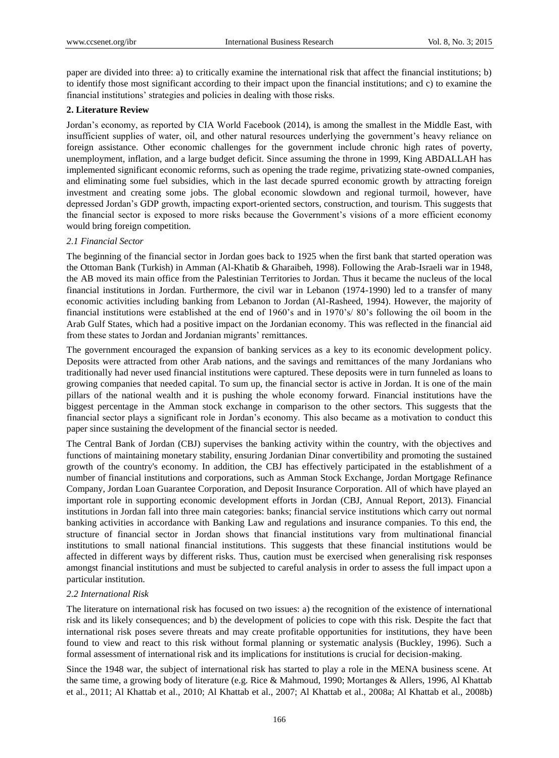paper are divided into three: a) to critically examine the international risk that affect the financial institutions; b) to identify those most significant according to their impact upon the financial institutions; and c) to examine the financial institutions' strategies and policies in dealing with those risks.

## 2. Literature Review

Jordan's economy, as reported by CIA World Facebook (2014), is among the smallest in the Middle East, with insufficient supplies of water, oil, and other natural resources underlying the government's heavy reliance on foreign assistance. Other economic challenges for the government include chronic high rates of poverty, unemployment, inflation, and a large budget deficit. Since assuming the throne in 1999, King ABDALLAH has implemented significant economic reforms, such as opening the trade regime, privatizing state-owned companies, and eliminating some fuel subsidies, which in the last decade spurred economic growth by attracting foreign investment and creating some jobs. The global economic slowdown and regional turmoil, however, have depressed Jordan's GDP growth, impacting export-oriented sectors, construction, and tourism. This suggests that the financial sector is exposed to more risks because the Government's visions of a more efficient economy would bring foreign competition.

### *2.1 Financial Sector*

The beginning of the financial sector in Jordan goes back to 1925 when the first bank that started operation was the Ottoman Bank (Turkish) in Amman (Al-Khatib & Gharaibeh, 1998). Following the Arab-Israeli war in 1948, the AB moved its main office from the Palestinian Territories to Jordan. Thus it became the nucleus of the local financial institutions in Jordan. Furthermore, the civil war in Lebanon (1974-1990) led to a transfer of many economic activities including banking from Lebanon to Jordan (Al-Rasheed, 1994). However, the majority of financial institutions were established at the end of 1960's and in 1970's/ 80's following the oil boom in the Arab Gulf States, which had a positive impact on the Jordanian economy. This was reflected in the financial aid from these states to Jordan and Jordanian migrants' remittances.

The government encouraged the expansion of banking services as a key to its economic development policy. Deposits were attracted from other Arab nations, and the savings and remittances of the many Jordanians who traditionally had never used financial institutions were captured. These deposits were in turn funneled as loans to growing companies that needed capital. To sum up, the financial sector is active in Jordan. It is one of the main pillars of the national wealth and it is pushing the whole economy forward. Financial institutions have the biggest percentage in the Amman stock exchange in comparison to the other sectors. This suggests that the financial sector plays a significant role in Jordan's economy. This also became as a motivation to conduct this paper since sustaining the development of the financial sector is needed.

The Central Bank of Jordan (CBJ) supervises the banking activity within the country, with the objectives and functions of maintaining monetary stability, ensuring Jordanian Dinar convertibility and promoting the sustained growth of the country's economy. In addition, the CBJ has effectively participated in the establishment of a number of financial institutions and corporations, such as Amman Stock Exchange, Jordan Mortgage Refinance Company, Jordan Loan Guarantee Corporation, and Deposit Insurance Corporation. All of which have played an important role in supporting economic development efforts in Jordan (CBJ, Annual Report, 2013). Financial institutions in Jordan fall into three main categories: banks; financial service institutions which carry out normal banking activities in accordance with Banking Law and regulations and insurance companies. To this end, the structure of financial sector in Jordan shows that financial institutions vary from multinational financial institutions to small national financial institutions. This suggests that these financial institutions would be affected in different ways by different risks. Thus, caution must be exercised when generalising risk responses amongst financial institutions and must be subjected to careful analysis in order to assess the full impact upon a particular institution.

### *2.2 International Risk*

The literature on international risk has focused on two issues: a) the recognition of the existence of international risk and its likely consequences; and b) the development of policies to cope with this risk. Despite the fact that international risk poses severe threats and may create profitable opportunities for institutions, they have been found to view and react to this risk without formal planning or systematic analysis (Buckley, 1996). Such a formal assessment of international risk and its implications for institutions is crucial for decision-making.

Since the 1948 war, the subject of international risk has started to play a role in the MENA business scene. At the same time, a growing body of literature (e.g. Rice & Mahmoud, 1990; Mortanges & Allers, 1996, Al Khattab et al., 2011; Al Khattab et al., 2010; Al Khattab et al., 2007; Al Khattab et al., 2008a; Al Khattab et al., 2008b)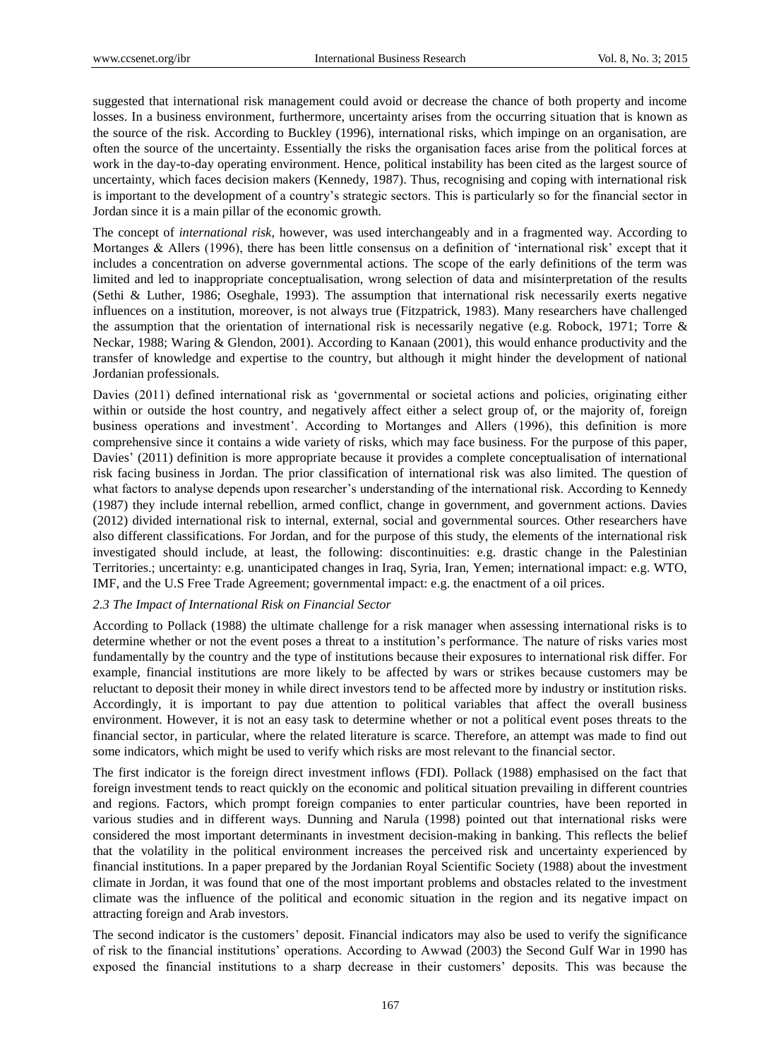suggested that international risk management could avoid or decrease the chance of both property and income losses. In a business environment, furthermore, uncertainty arises from the occurring situation that is known as the source of the risk. According to Buckley (1996), international risks, which impinge on an organisation, are often the source of the uncertainty. Essentially the risks the organisation faces arise from the political forces at work in the day-to-day operating environment. Hence, political instability has been cited as the largest source of uncertainty, which faces decision makers (Kennedy, 1987). Thus, recognising and coping with international risk is important to the development of a country's strategic sectors. This is particularly so for the financial sector in Jordan since it is a main pillar of the economic growth.

The concept of *international risk*, however, was used interchangeably and in a fragmented way. According to Mortanges & Allers (1996), there has been little consensus on a definition of 'international risk' except that it includes a concentration on adverse governmental actions. The scope of the early definitions of the term was limited and led to inappropriate conceptualisation, wrong selection of data and misinterpretation of the results (Sethi & Luther, 1986; Oseghale, 1993). The assumption that international risk necessarily exerts negative influences on a institution, moreover, is not always true (Fitzpatrick, 1983). Many researchers have challenged the assumption that the orientation of international risk is necessarily negative (e.g. Robock, 1971; Torre & Neckar, 1988; Waring & Glendon, 2001). According to Kanaan (2001), this would enhance productivity and the transfer of knowledge and expertise to the country, but although it might hinder the development of national Jordanian professionals.

Davies (2011) defined international risk as 'governmental or societal actions and policies, originating either within or outside the host country, and negatively affect either a select group of, or the majority of, foreign business operations and investment'. According to Mortanges and Allers (1996), this definition is more comprehensive since it contains a wide variety of risks, which may face business. For the purpose of this paper, Davies' (2011) definition is more appropriate because it provides a complete conceptualisation of international risk facing business in Jordan. The prior classification of international risk was also limited. The question of what factors to analyse depends upon researcher's understanding of the international risk. According to Kennedy (1987) they include internal rebellion, armed conflict, change in government, and government actions. Davies (2012) divided international risk to internal, external, social and governmental sources. Other researchers have also different classifications. For Jordan, and for the purpose of this study, the elements of the international risk investigated should include, at least, the following: discontinuities: e.g. drastic change in the Palestinian Territories.; uncertainty: e.g. unanticipated changes in Iraq, Syria, Iran, Yemen; international impact: e.g. WTO, IMF, and the U.S Free Trade Agreement; governmental impact: e.g. the enactment of a oil prices.

### *2.3 The Impact of International Risk on Financial Sector*

According to Pollack (1988) the ultimate challenge for a risk manager when assessing international risks is to determine whether or not the event poses a threat to a institution's performance. The nature of risks varies most fundamentally by the country and the type of institutions because their exposures to international risk differ. For example, financial institutions are more likely to be affected by wars or strikes because customers may be reluctant to deposit their money in while direct investors tend to be affected more by industry or institution risks. Accordingly, it is important to pay due attention to political variables that affect the overall business environment. However, it is not an easy task to determine whether or not a political event poses threats to the financial sector, in particular, where the related literature is scarce. Therefore, an attempt was made to find out some indicators, which might be used to verify which risks are most relevant to the financial sector.

The first indicator is the foreign direct investment inflows (FDI). Pollack (1988) emphasised on the fact that foreign investment tends to react quickly on the economic and political situation prevailing in different countries and regions. Factors, which prompt foreign companies to enter particular countries, have been reported in various studies and in different ways. Dunning and Narula (1998) pointed out that international risks were considered the most important determinants in investment decision-making in banking. This reflects the belief that the volatility in the political environment increases the perceived risk and uncertainty experienced by financial institutions. In a paper prepared by the Jordanian Royal Scientific Society (1988) about the investment climate in Jordan, it was found that one of the most important problems and obstacles related to the investment climate was the influence of the political and economic situation in the region and its negative impact on attracting foreign and Arab investors.

The second indicator is the customers' deposit. Financial indicators may also be used to verify the significance of risk to the financial institutions' operations. According to Awwad (2003) the Second Gulf War in 1990 has exposed the financial institutions to a sharp decrease in their customers' deposits. This was because the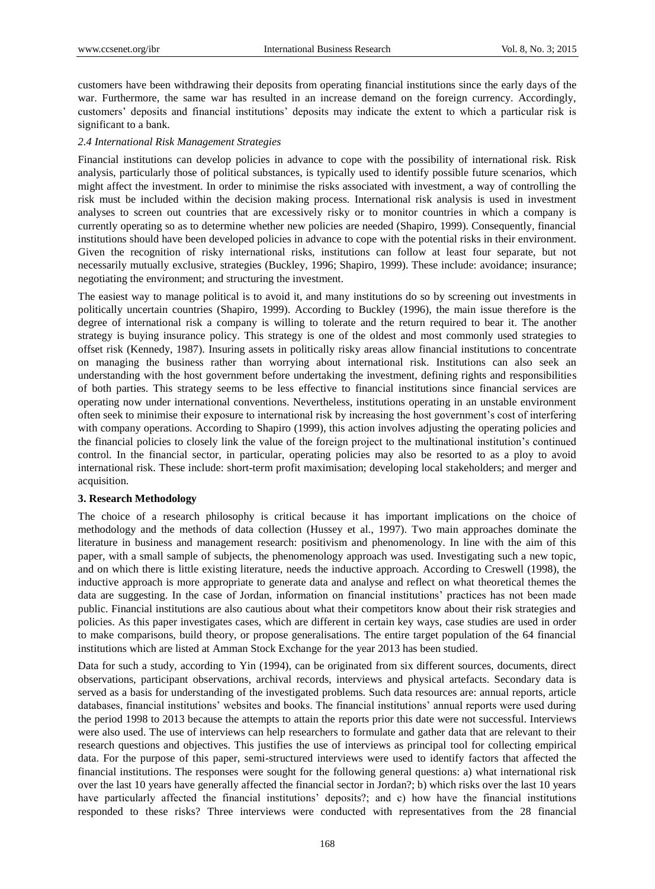customers have been withdrawing their deposits from operating financial institutions since the early days of the war. Furthermore, the same war has resulted in an increase demand on the foreign currency. Accordingly, customers' deposits and financial institutions' deposits may indicate the extent to which a particular risk is significant to a bank.

### *2.4 International Risk Management Strategies*

Financial institutions can develop policies in advance to cope with the possibility of international risk. Risk analysis, particularly those of political substances, is typically used to identify possible future scenarios, which might affect the investment. In order to minimise the risks associated with investment, a way of controlling the risk must be included within the decision making process. International risk analysis is used in investment analyses to screen out countries that are excessively risky or to monitor countries in which a company is currently operating so as to determine whether new policies are needed (Shapiro, 1999). Consequently, financial institutions should have been developed policies in advance to cope with the potential risks in their environment. Given the recognition of risky international risks, institutions can follow at least four separate, but not necessarily mutually exclusive, strategies (Buckley, 1996; Shapiro, 1999). These include: avoidance; insurance; negotiating the environment; and structuring the investment.

The easiest way to manage political is to avoid it, and many institutions do so by screening out investments in politically uncertain countries (Shapiro, 1999). According to Buckley (1996), the main issue therefore is the degree of international risk a company is willing to tolerate and the return required to bear it. The another strategy is buying insurance policy. This strategy is one of the oldest and most commonly used strategies to offset risk (Kennedy, 1987). Insuring assets in politically risky areas allow financial institutions to concentrate on managing the business rather than worrying about international risk. Institutions can also seek an understanding with the host government before undertaking the investment, defining rights and responsibilities of both parties. This strategy seems to be less effective to financial institutions since financial services are operating now under international conventions. Nevertheless, institutions operating in an unstable environment often seek to minimise their exposure to international risk by increasing the host government's cost of interfering with company operations. According to Shapiro (1999), this action involves adjusting the operating policies and the financial policies to closely link the value of the foreign project to the multinational institution's continued control. In the financial sector, in particular, operating policies may also be resorted to as a ploy to avoid international risk. These include: short-term profit maximisation; developing local stakeholders; and merger and acquisition.

## 3. Research Methodology

The choice of a research philosophy is critical because it has important implications on the choice of methodology and the methods of data collection (Hussey et al., 1997). Two main approaches dominate the literature in business and management research: positivism and phenomenology. In line with the aim of this paper, with a small sample of subjects, the phenomenology approach was used. Investigating such a new topic, and on which there is little existing literature, needs the inductive approach. According to Creswell (1998), the inductive approach is more appropriate to generate data and analyse and reflect on what theoretical themes the data are suggesting. In the case of Jordan, information on financial institutions' practices has not been made public. Financial institutions are also cautious about what their competitors know about their risk strategies and policies. As this paper investigates cases, which are different in certain key ways, case studies are used in order to make comparisons, build theory, or propose generalisations. The entire target population of the 64 financial institutions which are listed at Amman Stock Exchange for the year 2013 has been studied.

Data for such a study, according to Yin (1994), can be originated from six different sources, documents, direct observations, participant observations, archival records, interviews and physical artefacts. Secondary data is served as a basis for understanding of the investigated problems. Such data resources are: annual reports, article databases, financial institutions' websites and books. The financial institutions' annual reports were used during the period 1998 to 2013 because the attempts to attain the reports prior this date were not successful. Interviews were also used. The use of interviews can help researchers to formulate and gather data that are relevant to their research questions and objectives. This justifies the use of interviews as principal tool for collecting empirical data. For the purpose of this paper, semi-structured interviews were used to identify factors that affected the financial institutions. The responses were sought for the following general questions: a) what international risk over the last 10 years have generally affected the financial sector in Jordan?; b) which risks over the last 10 years have particularly affected the financial institutions' deposits?; and c) how have the financial institutions responded to these risks? Three interviews were conducted with representatives from the 28 financial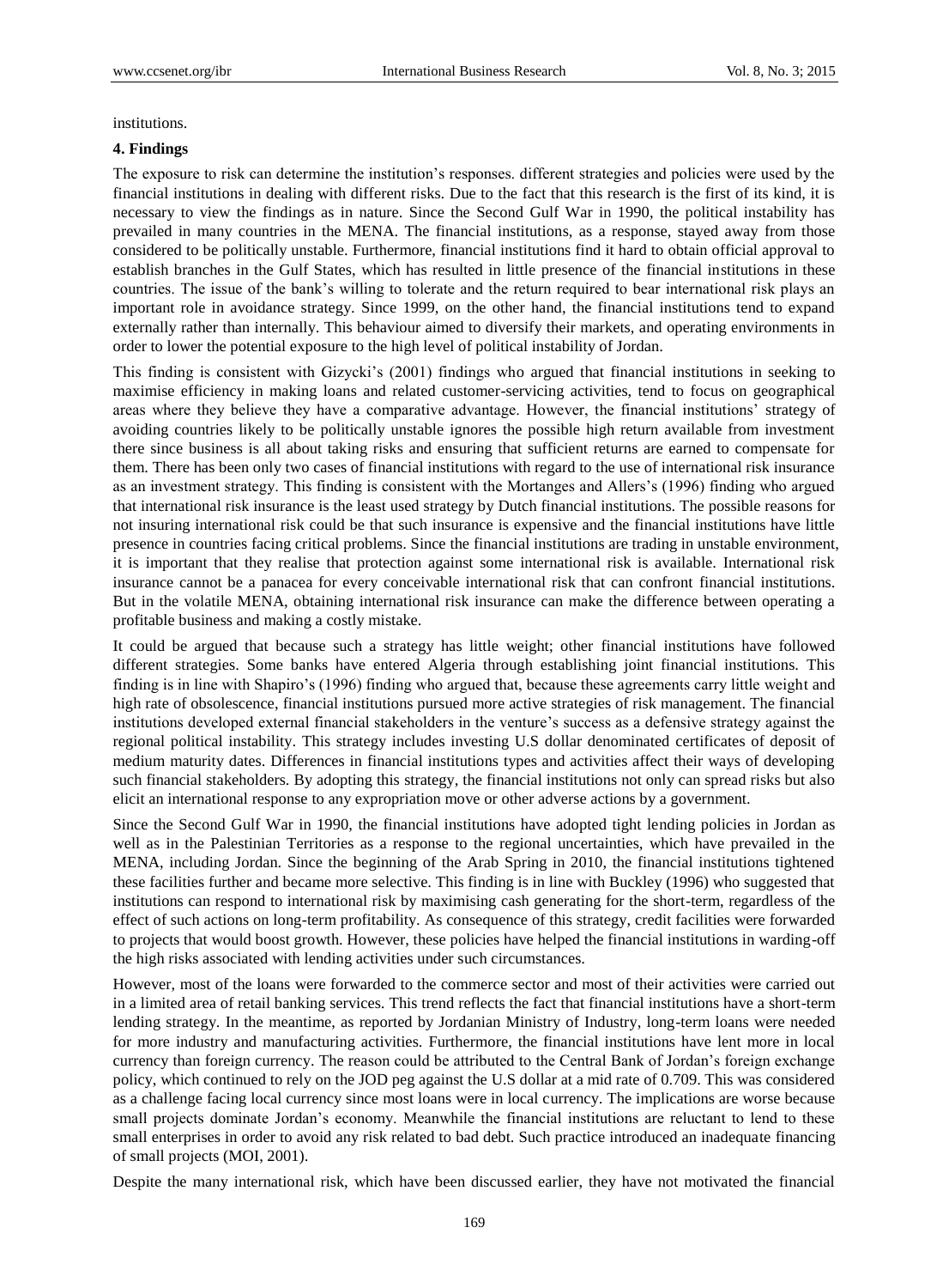institutions.

## 4. Findings

The exposure to risk can determine the institution's responses. different strategies and policies were used by the financial institutions in dealing with different risks. Due to the fact that this research is the first of its kind, it is necessary to view the findings as in nature. Since the Second Gulf War in 1990, the political instability has prevailed in many countries in the MENA. The financial institutions, as a response, stayed away from those considered to be politically unstable. Furthermore, financial institutions find it hard to obtain official approval to establish branches in the Gulf States, which has resulted in little presence of the financial institutions in these countries. The issue of the bank's willing to tolerate and the return required to bear international risk plays an important role in avoidance strategy. Since 1999, on the other hand, the financial institutions tend to expand externally rather than internally. This behaviour aimed to diversify their markets, and operating environments in order to lower the potential exposure to the high level of political instability of Jordan.

This finding is consistent with Gizycki's (2001) findings who argued that financial institutions in seeking to maximise efficiency in making loans and related customer-servicing activities, tend to focus on geographical areas where they believe they have a comparative advantage. However, the financial institutions' strategy of avoiding countries likely to be politically unstable ignores the possible high return available from investment there since business is all about taking risks and ensuring that sufficient returns are earned to compensate for them. There has been only two cases of financial institutions with regard to the use of international risk insurance as an investment strategy. This finding is consistent with the Mortanges and Allers's (1996) finding who argued that international risk insurance is the least used strategy by Dutch financial institutions. The possible reasons for not insuring international risk could be that such insurance is expensive and the financial institutions have little presence in countries facing critical problems. Since the financial institutions are trading in unstable environment, it is important that they realise that protection against some international risk is available. International risk insurance cannot be a panacea for every conceivable international risk that can confront financial institutions. But in the volatile MENA, obtaining international risk insurance can make the difference between operating a profitable business and making a costly mistake.

It could be argued that because such a strategy has little weight; other financial institutions have followed different strategies. Some banks have entered Algeria through establishing joint financial institutions. This finding is in line with Shapiro's (1996) finding who argued that, because these agreements carry little weight and high rate of obsolescence, financial institutions pursued more active strategies of risk management. The financial institutions developed external financial stakeholders in the venture's success as a defensive strategy against the regional political instability. This strategy includes investing U.S dollar denominated certificates of deposit of medium maturity dates. Differences in financial institutions types and activities affect their ways of developing such financial stakeholders. By adopting this strategy, the financial institutions not only can spread risks but also elicit an international response to any expropriation move or other adverse actions by a government.

Since the Second Gulf War in 1990, the financial institutions have adopted tight lending policies in Jordan as well as in the Palestinian Territories as a response to the regional uncertainties, which have prevailed in the MENA, including Jordan. Since the beginning of the Arab Spring in 2010, the financial institutions tightened these facilities further and became more selective. This finding is in line with Buckley (1996) who suggested that institutions can respond to international risk by maximising cash generating for the short-term, regardless of the effect of such actions on long-term profitability. As consequence of this strategy, credit facilities were forwarded to projects that would boost growth. However, these policies have helped the financial institutions in warding-off the high risks associated with lending activities under such circumstances.

However, most of the loans were forwarded to the commerce sector and most of their activities were carried out in a limited area of retail banking services. This trend reflects the fact that financial institutions have a short-term lending strategy. In the meantime, as reported by Jordanian Ministry of Industry, long-term loans were needed for more industry and manufacturing activities. Furthermore, the financial institutions have lent more in local currency than foreign currency. The reason could be attributed to the Central Bank of Jordan's foreign exchange policy, which continued to rely on the JOD peg against the U.S dollar at a mid rate of 0.709. This was considered as a challenge facing local currency since most loans were in local currency. The implications are worse because small projects dominate Jordan's economy. Meanwhile the financial institutions are reluctant to lend to these small enterprises in order to avoid any risk related to bad debt. Such practice introduced an inadequate financing of small projects (MOI, 2001).

Despite the many international risk, which have been discussed earlier, they have not motivated the financial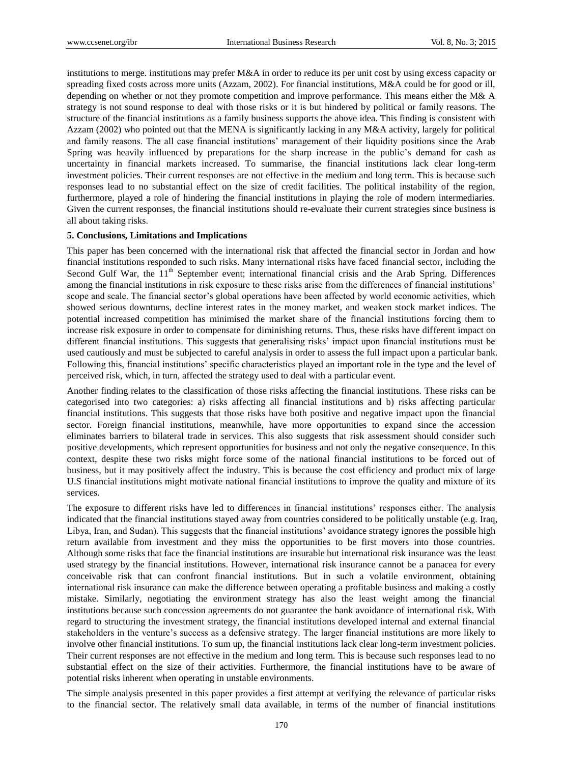institutions to merge. institutions may prefer M&A in order to reduce its per unit cost by using excess capacity or spreading fixed costs across more units (Azzam, 2002). For financial institutions, M&A could be for good or ill, depending on whether or not they promote competition and improve performance. This means either the M& A strategy is not sound response to deal with those risks or it is but hindered by political or family reasons. The structure of the financial institutions as a family business supports the above idea. This finding is consistent with Azzam (2002) who pointed out that the MENA is significantly lacking in any M&A activity, largely for political and family reasons. The all case financial institutions' management of their liquidity positions since the Arab Spring was heavily influenced by preparations for the sharp increase in the public's demand for cash as uncertainty in financial markets increased. To summarise, the financial institutions lack clear long-term investment policies. Their current responses are not effective in the medium and long term. This is because such responses lead to no substantial effect on the size of credit facilities. The political instability of the region, furthermore, played a role of hindering the financial institutions in playing the role of modern intermediaries. Given the current responses, the financial institutions should re-evaluate their current strategies since business is all about taking risks.

## 5. Conclusions, Limitations and Implications

This paper has been concerned with the international risk that affected the financial sector in Jordan and how financial institutions responded to such risks. Many international risks have faced financial sector, including the Second Gulf War, the 11[th] September event; international financial crisis and the Arab Spring. Differences among the financial institutions in risk exposure to these risks arise from the differences of financial institutions' scope and scale. The financial sector's global operations have been affected by world economic activities, which showed serious downturns, decline interest rates in the money market, and weaken stock market indices. The potential increased competition has minimised the market share of the financial institutions forcing them to increase risk exposure in order to compensate for diminishing returns. Thus, these risks have different impact on different financial institutions. This suggests that generalising risks' impact upon financial institutions must be used cautiously and must be subjected to careful analysis in order to assess the full impact upon a particular bank. Following this, financial institutions' specific characteristics played an important role in the type and the level of perceived risk, which, in turn, affected the strategy used to deal with a particular event.

Another finding relates to the classification of those risks affecting the financial institutions. These risks can be categorised into two categories: a) risks affecting all financial institutions and b) risks affecting particular financial institutions. This suggests that those risks have both positive and negative impact upon the financial sector. Foreign financial institutions, meanwhile, have more opportunities to expand since the accession eliminates barriers to bilateral trade in services. This also suggests that risk assessment should consider such positive developments, which represent opportunities for business and not only the negative consequence. In this context, despite these two risks might force some of the national financial institutions to be forced out of business, but it may positively affect the industry. This is because the cost efficiency and product mix of large U.S financial institutions might motivate national financial institutions to improve the quality and mixture of its services.

The exposure to different risks have led to differences in financial institutions' responses either. The analysis indicated that the financial institutions stayed away from countries considered to be politically unstable (e.g. Iraq, Libya, Iran, and Sudan). This suggests that the financial institutions' avoidance strategy ignores the possible high return available from investment and they miss the opportunities to be first movers into those countries. Although some risks that face the financial institutions are insurable but international risk insurance was the least used strategy by the financial institutions. However, international risk insurance cannot be a panacea for every conceivable risk that can confront financial institutions. But in such a volatile environment, obtaining international risk insurance can make the difference between operating a profitable business and making a costly mistake. Similarly, negotiating the environment strategy has also the least weight among the financial institutions because such concession agreements do not guarantee the bank avoidance of international risk. With regard to structuring the investment strategy, the financial institutions developed internal and external financial stakeholders in the venture's success as a defensive strategy. The larger financial institutions are more likely to involve other financial institutions. To sum up, the financial institutions lack clear long-term investment policies. Their current responses are not effective in the medium and long term. This is because such responses lead to no substantial effect on the size of their activities. Furthermore, the financial institutions have to be aware of potential risks inherent when operating in unstable environments.

The simple analysis presented in this paper provides a first attempt at verifying the relevance of particular risks to the financial sector. The relatively small data available, in terms of the number of financial institutions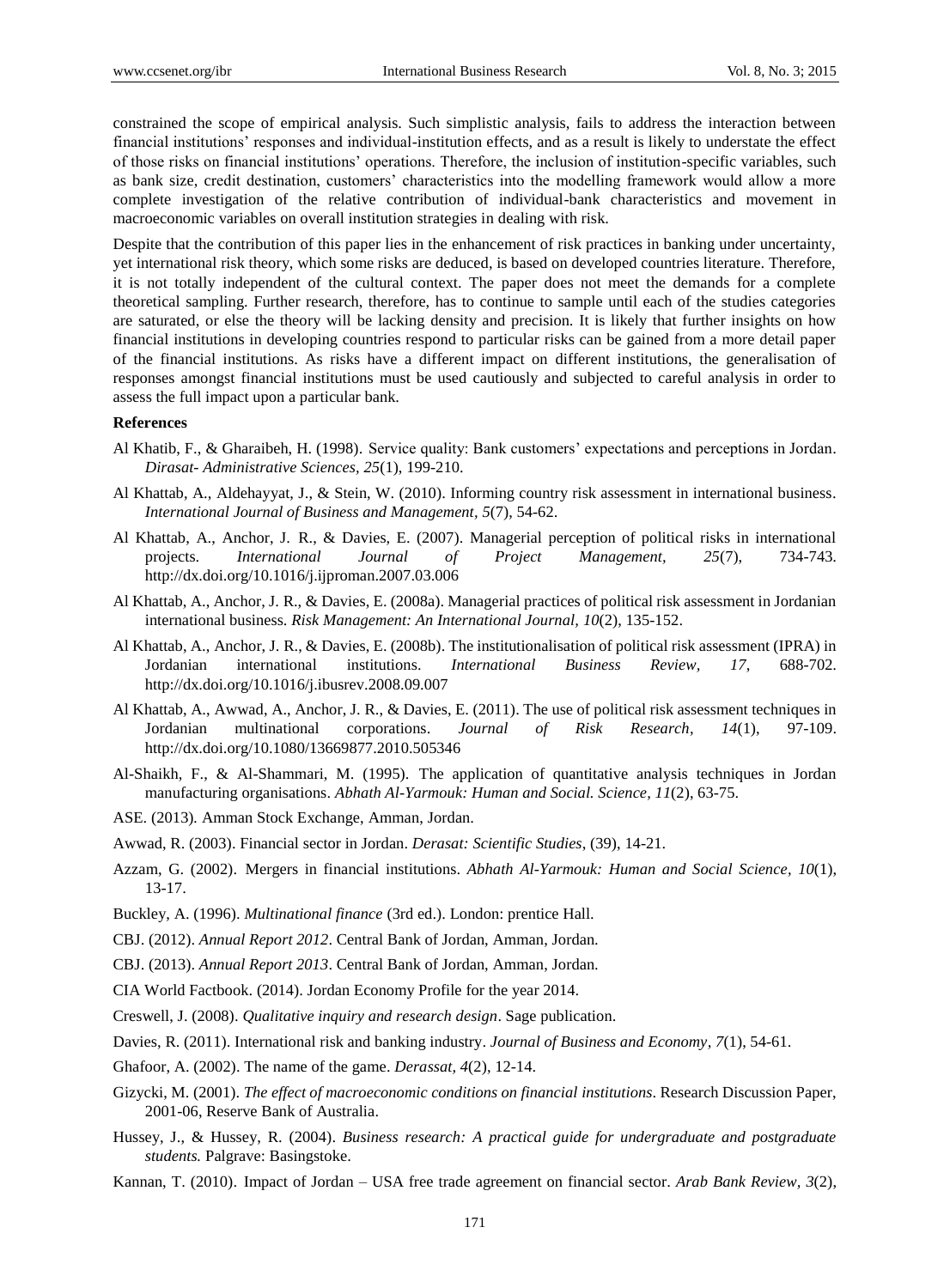constrained the scope of empirical analysis. Such simplistic analysis, fails to address the interaction between financial institutions' responses and individual-institution effects, and as a result is likely to understate the effect of those risks on financial institutions' operations. Therefore, the inclusion of institution-specific variables, such as bank size, credit destination, customers' characteristics into the modelling framework would allow a more complete investigation of the relative contribution of individual-bank characteristics and movement in macroeconomic variables on overall institution strategies in dealing with risk.

Despite that the contribution of this paper lies in the enhancement of risk practices in banking under uncertainty, yet international risk theory, which some risks are deduced, is based on developed countries literature. Therefore, it is not totally independent of the cultural context. The paper does not meet the demands for a complete theoretical sampling. Further research, therefore, has to continue to sample until each of the studies categories are saturated, or else the theory will be lacking density and precision. It is likely that further insights on how financial institutions in developing countries respond to particular risks can be gained from a more detail paper of the financial institutions. As risks have a different impact on different institutions, the generalisation of responses amongst financial institutions must be used cautiously and subjected to careful analysis in order to assess the full impact upon a particular bank.

**References**

Al Khatib, F., & Gharaibeh, H. (1998). Service quality: Bank customers' expectations and perceptions in Jordan. *Dirasat- Administrative Sciences, 25*(1), 199-210.

Al Khattab, A., Aldehayyat, J., & Stein, W. (2010). Informing country risk assessment in international business. *International Journal of Business and Management, 5*(7), 54-62.

Al Khattab, A., Anchor, J. R., & Davies, E. (2007). Managerial perception of political risks in international projects. *International Journal of Project Management, 25*(7), 734-743. http://dx.doi.org/10.1016/j.ijproman.2007.03.006

Al Khattab, A., Anchor, J. R., & Davies, E. (2008a). Managerial practices of political risk assessment in Jordanian international business. *Risk Management: An International Journal, 10*(2), 135-152.

Al Khattab, A., Anchor, J. R., & Davies, E. (2008b). The institutionalisation of political risk assessment (IPRA) in Jordanian international institutions. *International Business Review, 17*, 688-702. http://dx.doi.org/10.1016/j.ibusrev.2008.09.007

Al Khattab, A., Awwad, A., Anchor, J. R., & Davies, E. (2011). The use of political risk assessment techniques in Jordanian multinational corporations. *Journal of Risk Research, 14*(1), 97-109. http://dx.doi.org/10.1080/13669877.2010.505346

Al-Shaikh, F., & Al-Shammari, M. (1995). The application of quantitative analysis techniques in Jordan manufacturing organisations. *Abhath Al-Yarmouk: Human and Social. Science, 11*(2), 63-75.

ASE. (2013). Amman Stock Exchange, Amman, Jordan.

Awwad, R. (2003). Financial sector in Jordan. *Derasat: Scientific Studies*, (39), 14-21.

Azzam, G. (2002). Mergers in financial institutions. *Abhath Al-Yarmouk: Human and Social Science, 10*(1), 13-17.

Buckley, A. (1996). *Multinational finance* (3rd ed.). London: prentice Hall.

CBJ. (2012). *Annual Report 2012*. Central Bank of Jordan, Amman, Jordan.

CBJ. (2013). *Annual Report 2013*. Central Bank of Jordan, Amman, Jordan.

CIA World Factbook. (2014). Jordan Economy Profile for the year 2014.

Creswell, J. (2008). *Qualitative inquiry and research design*. Sage publication.

Davies, R. (2011). International risk and banking industry. *Journal of Business and Economy, 7*(1), 54-61.

Ghafoor, A. (2002). The name of the game. *Derassat, 4*(2), 12-14.

Gizycki, M. (2001). *The effect of macroeconomic conditions on financial institutions*. Research Discussion Paper, 2001-06, Reserve Bank of Australia.

Hussey, J., & Hussey, R. (2004). *Business research: A practical guide for undergraduate and postgraduate students.* Palgrave: Basingstoke.

Kannan, T. (2010). Impact of Jordan – USA free trade agreement on financial sector. *Arab Bank Review, 3*(2),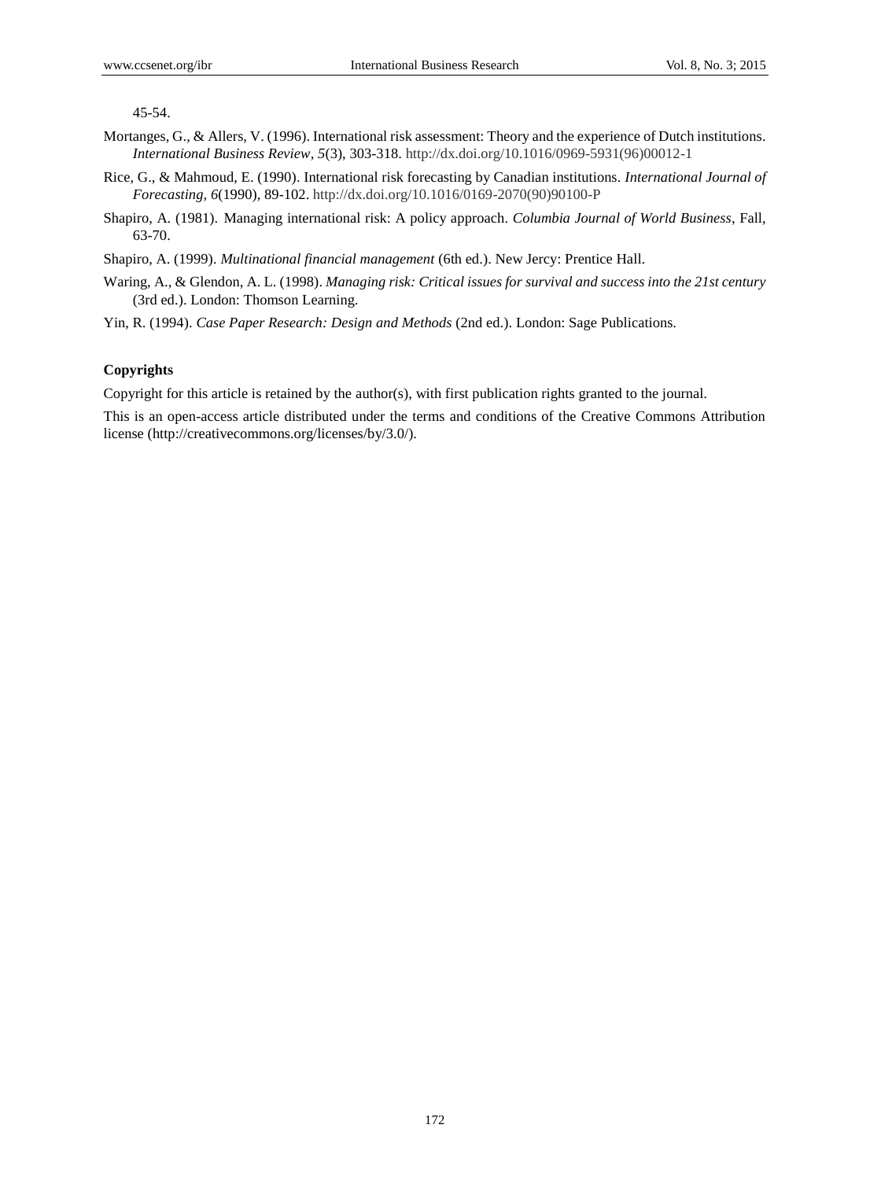45-54.

Mortanges, G., & Allers, V. (1996). International risk assessment: Theory and the experience of Dutch institutions. *International Business Review, 5*(3), 303-318. http://dx.doi.org/10.1016/0969-5931(96)00012-1

Rice, G., & Mahmoud, E. (1990). International risk forecasting by Canadian institutions. *International Journal of Forecasting, 6*(1990), 89-102. http://dx.doi.org/10.1016/0169-2070(90)90100-P

Shapiro, A. (1981). Managing international risk: A policy approach. *Columbia Journal of World Business*, Fall, 63-70.

Shapiro, A. (1999). *Multinational financial management* (6th ed.). New Jercy: Prentice Hall.

Waring, A., & Glendon, A. L. (1998). *Managing risk: Critical issues for survival and success into the 21st century* (3rd ed.). London: Thomson Learning.

Yin, R. (1994). *Case Paper Research: Design and Methods* (2nd ed.). London: Sage Publications.

**Copyrights**

Copyright for this article is retained by the author(s), with first publication rights granted to the journal.

This is an open-access article distributed under the terms and conditions of the Creative Commons Attribution license (http://creativecommons.org/licenses/by/3.0/).